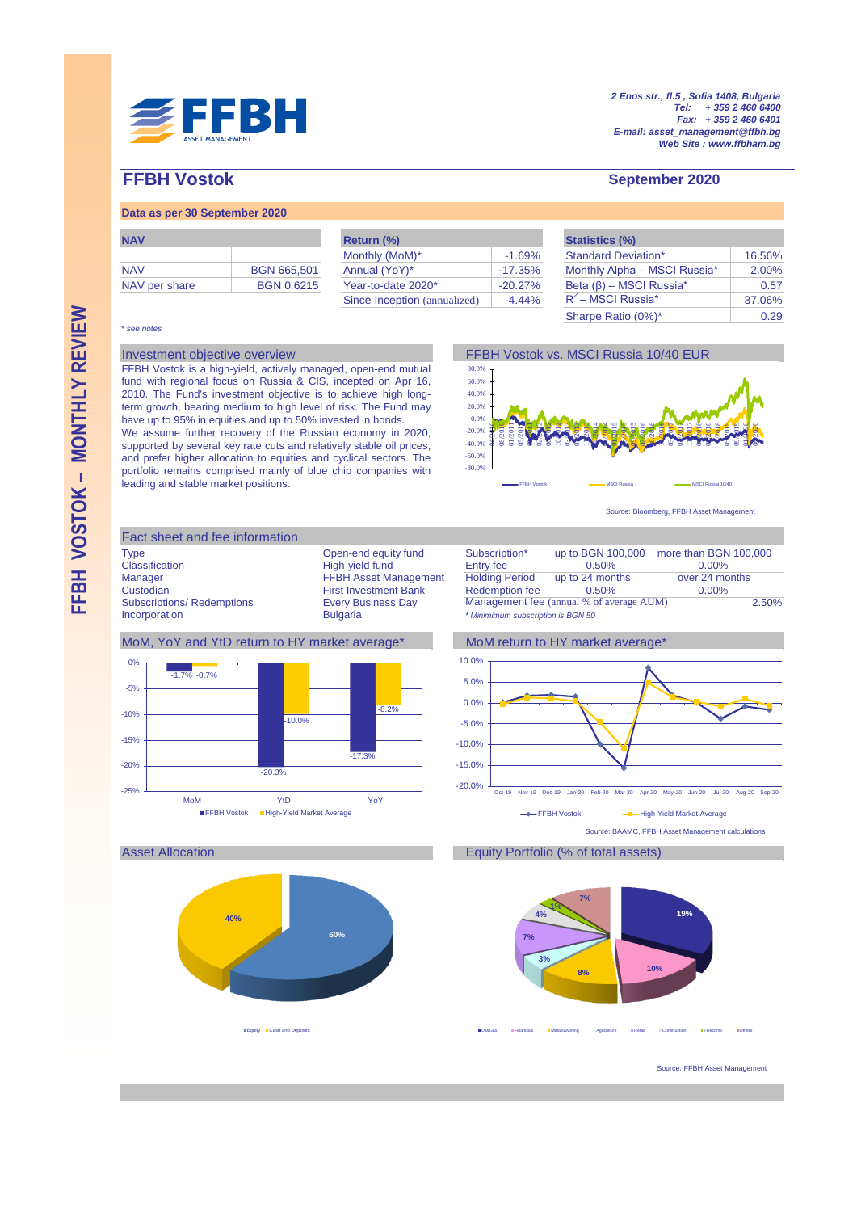# FFBH

ASSET MANAGEMENT

*2 Enos str., fl.5 , Sofia 1408, Bulgaria*
*Tel: + 359 2 460 6400*
*Fax: + 359 2 460 6401*
*E-mail: asset_management@ffbh.bg*
*Web Site : www.ffbham.bg*

## FFBH Vostok

**September 2020**

**Data as per 30 September 2020**

| NAV | |
|---|---|
| NAV | BGN 665,501 |
| NAV per share | BGN 0.6215 |

| Return (%) | |
|---|---|
| Monthly (MoM)* | -1.69% |
| Annual (YoY)* | -17.35% |
| Year-to-date 2020* | -20.27% |
| Since Inception (annualized) | -4.44% |

| Statistics (%) | |
|---|---|
| Standard Deviation* | 16.56% |
| Monthly Alpha – MSCI Russia* | 2.00% |
| Beta (β) – MSCI Russia* | 0.57 |
| $R^2$ – MSCI Russia* | 37.06% |
| Sharpe Ratio (0%)* | 0.29 |

*\* see notes*

### Investment objective overview

FFBH Vostok is a high-yield, actively managed, open-end mutual fund with regional focus on Russia & CIS, incepted on Apr 16, 2010. The Fund's investment objective is to achieve high long-term growth, bearing medium to high level of risk. The Fund may have up to 95% in equities and up to 50% invested in bonds.

We assume further recovery of the Russian economy in 2020, supported by several key rate cuts and relatively stable oil prices, and prefer higher allocation to equities and cyclical sectors. The portfolio remains comprised mainly of blue chip companies with leading and stable market positions.

### FFBH Vostok vs. MSCI Russia 10/40 EUR

FFBH Vostok — MSCI Russia — MSCI Russia 10/40

Source: Bloomberg, FFBH Asset Management

### Fact sheet and fee information

| | |
|---|---|
| Type | Open-end equity fund |
| Classification | High-yield fund |
| Manager | FFBH Asset Management |
| Custodian | First Investment Bank |
| Subscriptions/ Redemptions | Every Business Day |
| Incorporation | Bulgaria |

| Subscription* | up to BGN 100,000 | more than BGN 100,000 |
|---|---|---|
| Entry fee | 0.50% | 0.00% |
| Holding Period | up to 24 months | over 24 months |
| Redemption fee | 0.50% | 0.00% |
| Management fee (annual % of average AUM) | | 2.50% |

*\* Minimimum subscription is BGN 50*

### MoM, YoY and YtD return to HY market average*

| | FFBH Vostok | High-Yield Market Average |
|---|---|---|
| MoM | -1.7% | -0.7% |
| YtD | -20.3% | -10.0% |
| YoY | -17.3% | -8.2% |

### MoM return to HY market average*

FFBH Vostok — High-Yield Market Average (Oct-19 to Sep-20)

Source: BAAMC, FFBH Asset Management calculations

### Asset Allocation

| Equity | Cash and Deposits |
|---|---|
| 60% | 40% |

### Equity Portfolio (% of total assets)

Oil&Gas 19%, Financials 10%, Metals&Mining 8%, Agriculture 3%, Retail 7%, Construction 4%, Telecoms 1%, Others 7%

Source: FFBH Asset Management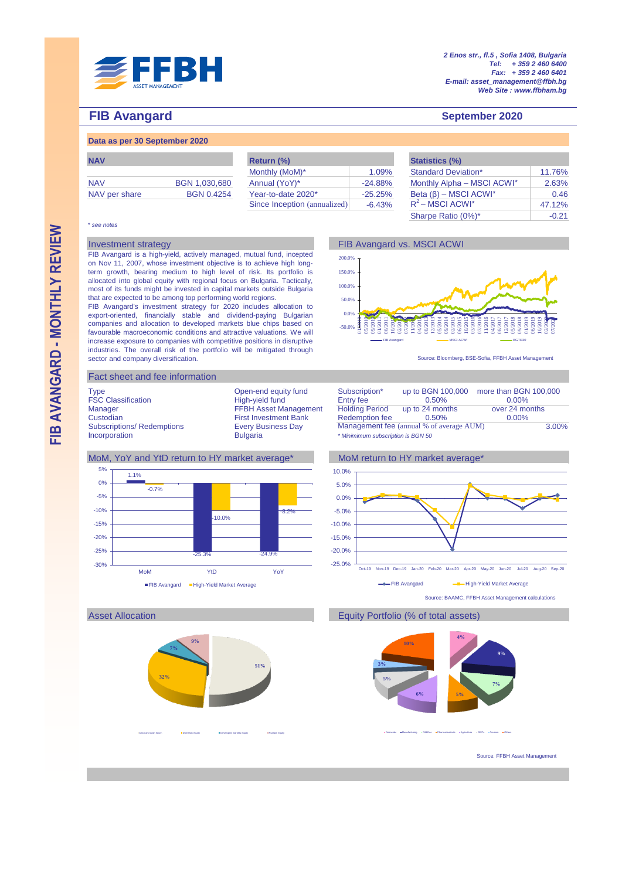2 Enos str., fl.5 , Sofia 1408, Bulgaria
Tel: + 359 2 460 6400
Fax: + 359 2 460 6401
E-mail: asset_management@ffbh.bg
Web Site : www.ffbham.bg

# FIB Avangard

**September 2020**

**Data as per 30 September 2020**

| NAV | |
|---|---|
| NAV | BGN 1,030,680 |
| NAV per share | BGN 0.4254 |

| Return (%) | |
|---|---|
| Monthly (MoM)* | 1.09% |
| Annual (YoY)* | -24.88% |
| Year-to-date 2020* | -25.25% |
| Since Inception (annualized) | -6.43% |

| Statistics (%) | |
|---|---|
| Standard Deviation* | 11.76% |
| Monthly Alpha – MSCI ACWI* | 2.63% |
| Beta (β) – MSCI ACWI* | 0.46 |
| $R^2$ – MSCI ACWI* | 47.12% |
| Sharpe Ratio (0%)* | -0.21 |

*\* see notes*

## Investment strategy

FIB Avangard is a high-yield, actively managed, mutual fund, incepted on Nov 11, 2007, whose investment objective is to achieve high long-term growth, bearing medium to high level of risk. Its portfolio is allocated into global equity with regional focus on Bulgaria. Tactically, most of its funds might be invested in capital markets outside Bulgaria that are expected to be among top performing world regions.

FIB Avangard's investment strategy for 2020 includes allocation to export-oriented, financially stable and dividend-paying Bulgarian companies and allocation to developed markets blue chips based on favourable macroeconomic conditions and attractive valuations. We will increase exposure to companies with competitive positions in disruptive industries. The overall risk of the portfolio will be mitigated through sector and company diversification.

## FIB Avangard vs. MSCI ACWI

Source: Bloomberg, BSE-Sofia, FFBH Asset Management

## Fact sheet and fee information

| | |
|---|---|
| Type | Open-end equity fund |
| FSC Classification | High-yield fund |
| Manager | FFBH Asset Management |
| Custodian | First Investment Bank |
| Subscriptions/ Redemptions | Every Business Day |
| Incorporation | Bulgaria |

| Subscription* | up to BGN 100,000 | more than BGN 100,000 |
|---|---|---|
| Entry fee | 0.50% | 0.00% |
| Holding Period | up to 24 months | over 24 months |
| Redemption fee | 0.50% | 0.00% |
| Management fee (annual % of average AUM) | | 3.00% |

*\* Minimum subscription is BGN 50*

## MoM, YoY and YtD return to HY market average*

| | MoM | YtD | YoY |
|---|---|---|---|
| FIB Avangard | 1.1% | -25.3% | -24.9% |
| High-Yield Market Average | -0.7% | -10.0% | -8.2% |

## MoM return to HY market average*

Source: BAAMC, FFBH Asset Management calculations

## Asset Allocation

51%, 32%, 9%, 7%

## Equity Portfolio (% of total assets)

10%, 4%, 9%, 7%, 5%, 6%, 5%, 3%

Source: FFBH Asset Management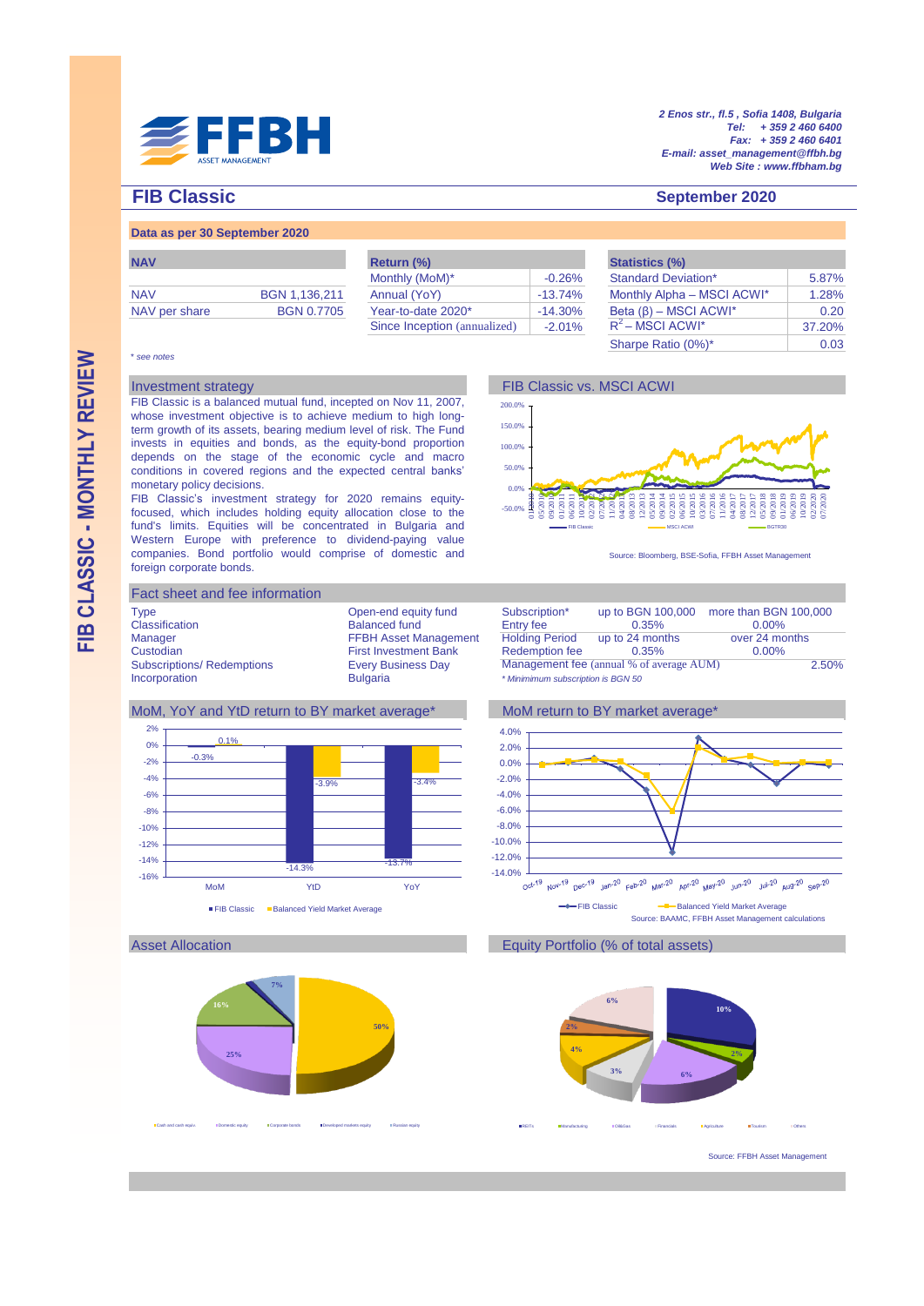# FIB Classic

**September 2020**

2 Enos str., fl.5 , Sofia 1408, Bulgaria
Tel: + 359 2 460 6400
Fax: + 359 2 460 6401
E-mail: asset_management@ffbh.bg
Web Site : www.ffbham.bg

FIB CLASSIC - MONTHLY REVIEW

**Data as per 30 September 2020**

| NAV | |
|---|---|
| NAV | BGN 1,136,211 |
| NAV per share | BGN 0.7705 |

| Return (%) | |
|---|---|
| Monthly (MoM)* | -0.26% |
| Annual (YoY) | -13.74% |
| Year-to-date 2020* | -14.30% |
| Since Inception (annualized) | -2.01% |

| Statistics (%) | |
|---|---|
| Standard Deviation* | 5.87% |
| Monthly Alpha – MSCI ACWI* | 1.28% |
| Beta (β) – MSCI ACWI* | 0.20 |
| $R^2$ – MSCI ACWI* | 37.20% |
| Sharpe Ratio (0%)* | 0.03 |

*\* see notes*

## Investment strategy

FIB Classic is a balanced mutual fund, incepted on Nov 11, 2007, whose investment objective is to achieve medium to high long-term growth of its assets, bearing medium level of risk. The Fund invests in equities and bonds, as the equity-bond proportion depends on the stage of the economic cycle and macro conditions in covered regions and the expected central banks' monetary policy decisions.

FIB Classic's investment strategy for 2020 remains equity-focused, which includes holding equity allocation close to the fund's limits. Equities will be concentrated in Bulgaria and Western Europe with preference to dividend-paying value companies. Bond portfolio would comprise of domestic and foreign corporate bonds.

## FIB Classic vs. MSCI ACWI

Source: Bloomberg, BSE-Sofia, FFBH Asset Management

## Fact sheet and fee information

| | |
|---|---|
| Type | Open-end equity fund |
| Classification | Balanced fund |
| Manager | FFBH Asset Management |
| Custodian | First Investment Bank |
| Subscriptions/ Redemptions | Every Business Day |
| Incorporation | Bulgaria |

| Subscription* | up to BGN 100,000 | more than BGN 100,000 |
|---|---|---|
| Entry fee | 0.35% | 0.00% |
| Holding Period | up to 24 months | over 24 months |
| Redemption fee | 0.35% | 0.00% |
| Management fee (annual % of average AUM) | | 2.50% |

*\* Minimimum subscription is BGN 50*

## MoM, YoY and YtD return to BY market average*

| | FIB Classic | Balanced Yield Market Average |
|---|---|---|
| MoM | -0.3% | 0.1% |
| YtD | -14.3% | -3.9% |
| YoY | -13.7% | -3.4% |

## MoM return to BY market average*

Source: BAAMC, FFBH Asset Management calculations

## Asset Allocation

Cash and cash equiv. · Domestic equity · Corporate bonds · Developed markets equity · Russian equity

50% · 25% · 16% · 7%

## Equity Portfolio (% of total assets)

REITs · Manufacturing · Oil&Gas · Financials · Agriculture · Tourism · Others

10% · 2% · 6% · 3% · 4% · 2% · 6%

Source: FFBH Asset Management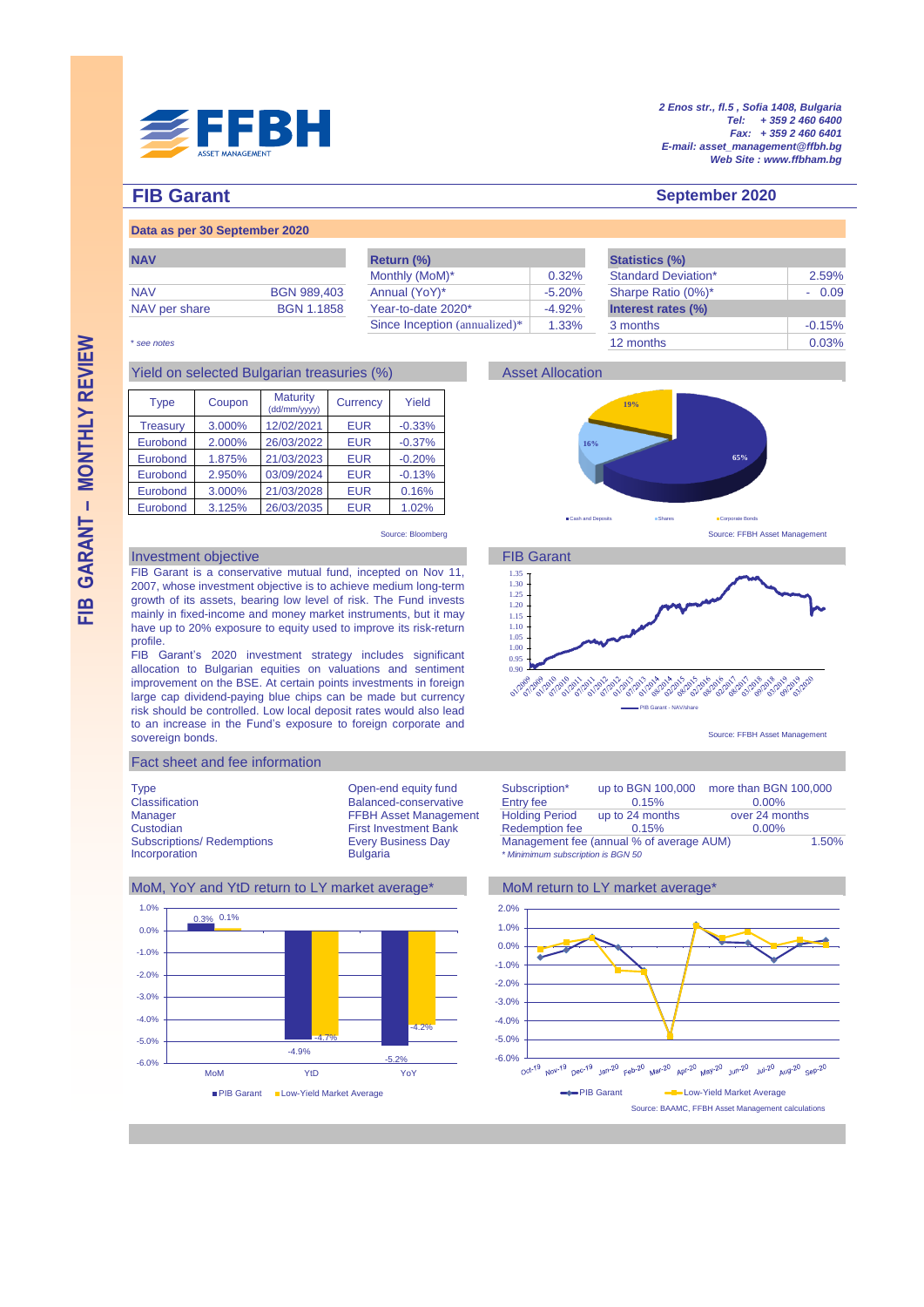2 Enos str., fl.5 , Sofia 1408, Bulgaria
Tel: + 359 2 460 6400
Fax: + 359 2 460 6401
E-mail: asset_management@ffbh.bg
Web Site : www.ffbham.bg

## FIB Garant

## September 2020

### Data as per 30 September 2020

| NAV | |
|---|---|
| NAV | BGN 989,403 |
| NAV per share | BGN 1.1858 |

| Return (%) | |
|---|---|
| Monthly (MoM)* | 0.32% |
| Annual (YoY)* | -5.20% |
| Year-to-date 2020* | -4.92% |
| Since Inception (annualized)* | 1.33% |

| Statistics (%) | |
|---|---|
| Standard Deviation* | 2.59% |
| Sharpe Ratio (0%)* | - 0.09 |
| **Interest rates (%)** | |
| 3 months | -0.15% |
| 12 months | 0.03% |

*\* see notes*

### Yield on selected Bulgarian treasuries (%)

| Type | Coupon | Maturity (dd/mm/yyyy) | Currency | Yield |
|---|---|---|---|---|
| Treasury | 3.000% | 12/02/2021 | EUR | -0.33% |
| Eurobond | 2.000% | 26/03/2022 | EUR | -0.37% |
| Eurobond | 1.875% | 21/03/2023 | EUR | -0.20% |
| Eurobond | 2.950% | 03/09/2024 | EUR | -0.13% |
| Eurobond | 3.000% | 21/03/2028 | EUR | 0.16% |
| Eurobond | 3.125% | 26/03/2035 | EUR | 1.02% |

Source: Bloomberg

### Asset Allocation

Cash and Deposits 16%, Shares 19%, Corporate Bonds 65%

Source: FFBH Asset Management

### Investment objective

FIB Garant is a conservative mutual fund, incepted on Nov 11, 2007, whose investment objective is to achieve medium long-term growth of its assets, bearing low level of risk. The Fund invests mainly in fixed-income and money market instruments, but it may have up to 20% exposure to equity used to improve its risk-return profile.

FIB Garant's 2020 investment strategy includes significant allocation to Bulgarian equities on valuations and sentiment improvement on the BSE. At certain points investments in foreign large cap dividend-paying blue chips can be made but currency risk should be controlled. Low local deposit rates would also lead to an increase in the Fund's exposure to foreign corporate and sovereign bonds.

### FIB Garant

FIB Garant - NAV/share

Source: FFBH Asset Management

### Fact sheet and fee information

| | |
|---|---|
| Type | Open-end equity fund |
| Classification | Balanced-conservative |
| Manager | FFBH Asset Management |
| Custodian | First Investment Bank |
| Subscriptions/ Redemptions | Every Business Day |
| Incorporation | Bulgaria |

| Subscription* | up to BGN 100,000 | more than BGN 100,000 |
|---|---|---|
| Entry fee | 0.15% | 0.00% |
| Holding Period | up to 24 months | over 24 months |
| Redemption fee | 0.15% | 0.00% |
| Management fee (annual % of average AUM) | | 1.50% |

*\* Minimum subscription is BGN 50*

### MoM, YoY and YtD return to LY market average*

| | PIB Garant | Low-Yield Market Average |
|---|---|---|
| MoM | 0.3% | 0.1% |
| YtD | -4.9% | -4.7% |
| YoY | -5.2% | -4.2% |

### MoM return to LY market average*

PIB Garant, Low-Yield Market Average

Source: BAAMC, FFBH Asset Management calculations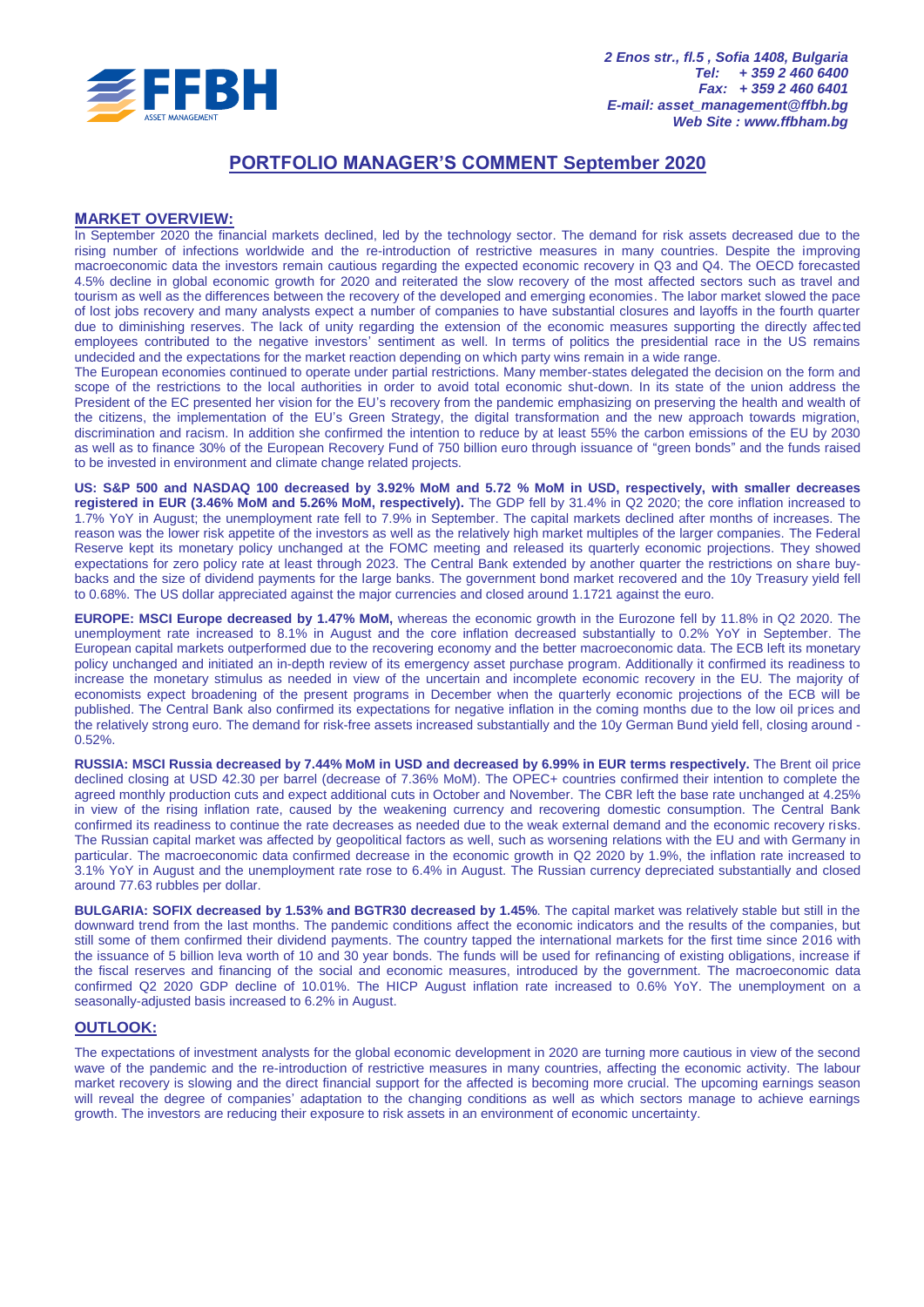2 Enos str., fl.5 , Sofia 1408, Bulgaria
Tel: + 359 2 460 6400
Fax: + 359 2 460 6401
E-mail: asset_management@ffbh.bg
Web Site : www.ffbham.bg

# PORTFOLIO MANAGER'S COMMENT September 2020

## MARKET OVERVIEW:

In September 2020 the financial markets declined, led by the technology sector. The demand for risk assets decreased due to the rising number of infections worldwide and the re-introduction of restrictive measures in many countries. Despite the improving macroeconomic data the investors remain cautious regarding the expected economic recovery in Q3 and Q4. The OECD forecasted 4.5% decline in global economic growth for 2020 and reiterated the slow recovery of the most affected sectors such as travel and tourism as well as the differences between the recovery of the developed and emerging economies. The labor market slowed the pace of lost jobs recovery and many analysts expect a number of companies to have substantial closures and layoffs in the fourth quarter due to diminishing reserves. The lack of unity regarding the extension of the economic measures supporting the directly affected employees contributed to the negative investors' sentiment as well. In terms of politics the presidential race in the US remains undecided and the expectations for the market reaction depending on which party wins remain in a wide range.

The European economies continued to operate under partial restrictions. Many member-states delegated the decision on the form and scope of the restrictions to the local authorities in order to avoid total economic shut-down. In its state of the union address the President of the EC presented her vision for the EU's recovery from the pandemic emphasizing on preserving the health and wealth of the citizens, the implementation of the EU's Green Strategy, the digital transformation and the new approach towards migration, discrimination and racism. In addition she confirmed the intention to reduce by at least 55% the carbon emissions of the EU by 2030 as well as to finance 30% of the European Recovery Fund of 750 billion euro through issuance of "green bonds" and the funds raised to be invested in environment and climate change related projects.

**US: S&P 500 and NASDAQ 100 decreased by 3.92% MoM and 5.72 % MoM in USD, respectively, with smaller decreases registered in EUR (3.46% MoM and 5.26% MoM, respectively).** The GDP fell by 31.4% in Q2 2020; the core inflation increased to 1.7% YoY in August; the unemployment rate fell to 7.9% in September. The capital markets declined after months of increases. The reason was the lower risk appetite of the investors as well as the relatively high market multiples of the larger companies. The Federal Reserve kept its monetary policy unchanged at the FOMC meeting and released its quarterly economic projections. They showed expectations for zero policy rate at least through 2023. The Central Bank extended by another quarter the restrictions on share buy-backs and the size of dividend payments for the large banks. The government bond market recovered and the 10y Treasury yield fell to 0.68%. The US dollar appreciated against the major currencies and closed around 1.1721 against the euro.

**EUROPE: MSCI Europe decreased by 1.47% MoM,** whereas the economic growth in the Eurozone fell by 11.8% in Q2 2020. The unemployment rate increased to 8.1% in August and the core inflation decreased substantially to 0.2% YoY in September. The European capital markets outperformed due to the recovering economy and the better macroeconomic data. The ECB left its monetary policy unchanged and initiated an in-depth review of its emergency asset purchase program. Additionally it confirmed its readiness to increase the monetary stimulus as needed in view of the uncertain and incomplete economic recovery in the EU. The majority of economists expect broadening of the present programs in December when the quarterly economic projections of the ECB will be published. The Central Bank also confirmed its expectations for negative inflation in the coming months due to the low oil prices and the relatively strong euro. The demand for risk-free assets increased substantially and the 10y German Bund yield fell, closing around -0.52%.

**RUSSIA: MSCI Russia decreased by 7.44% MoM in USD and decreased by 6.99% in EUR terms respectively.** The Brent oil price declined closing at USD 42.30 per barrel (decrease of 7.36% MoM). The OPEC+ countries confirmed their intention to complete the agreed monthly production cuts and expect additional cuts in October and November. The CBR left the base rate unchanged at 4.25% in view of the rising inflation rate, caused by the weakening currency and recovering domestic consumption. The Central Bank confirmed its readiness to continue the rate decreases as needed due to the weak external demand and the economic recovery risks. The Russian capital market was affected by geopolitical factors as well, such as worsening relations with the EU and with Germany in particular. The macroeconomic data confirmed decrease in the economic growth in Q2 2020 by 1.9%, the inflation rate increased to 3.1% YoY in August and the unemployment rate rose to 6.4% in August. The Russian currency depreciated substantially and closed around 77.63 rubbles per dollar.

**BULGARIA: SOFIX decreased by 1.53% and BGTR30 decreased by 1.45%**. The capital market was relatively stable but still in the downward trend from the last months. The pandemic conditions affect the economic indicators and the results of the companies, but still some of them confirmed their dividend payments. The country tapped the international markets for the first time since 2016 with the issuance of 5 billion leva worth of 10 and 30 year bonds. The funds will be used for refinancing of existing obligations, increase if the fiscal reserves and financing of the social and economic measures, introduced by the government. The macroeconomic data confirmed Q2 2020 GDP decline of 10.01%. The HICP August inflation rate increased to 0.6% YoY. The unemployment on a seasonally-adjusted basis increased to 6.2% in August.

## OUTLOOK:

The expectations of investment analysts for the global economic development in 2020 are turning more cautious in view of the second wave of the pandemic and the re-introduction of restrictive measures in many countries, affecting the economic activity. The labour market recovery is slowing and the direct financial support for the affected is becoming more crucial. The upcoming earnings season will reveal the degree of companies' adaptation to the changing conditions as well as which sectors manage to achieve earnings growth. The investors are reducing their exposure to risk assets in an environment of economic uncertainty.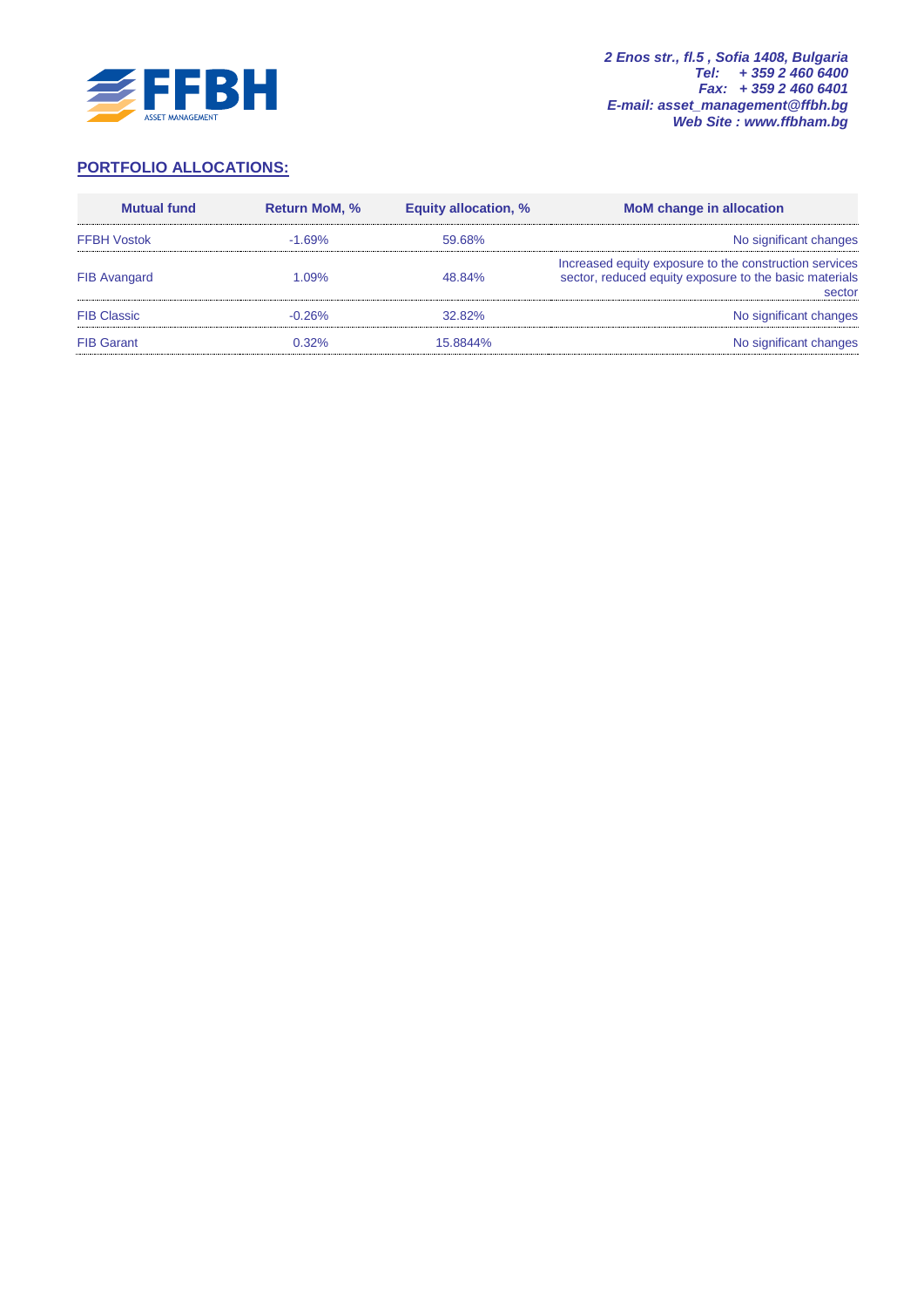2 Enos str., fl.5 , Sofia 1408, Bulgaria
Tel: + 359 2 460 6400
Fax: + 359 2 460 6401
E-mail: asset_management@ffbh.bg
Web Site : www.ffbham.bg

## PORTFOLIO ALLOCATIONS:

| Mutual fund | Return MoM, % | Equity allocation, % | MoM change in allocation |
|---|---|---|---|
| FFBH Vostok | -1.69% | 59.68% | No significant changes |
| FIB Avangard | 1.09% | 48.84% | Increased equity exposure to the construction services sector, reduced equity exposure to the basic materials sector |
| FIB Classic | -0.26% | 32.82% | No significant changes |
| FIB Garant | 0.32% | 15.8844% | No significant changes |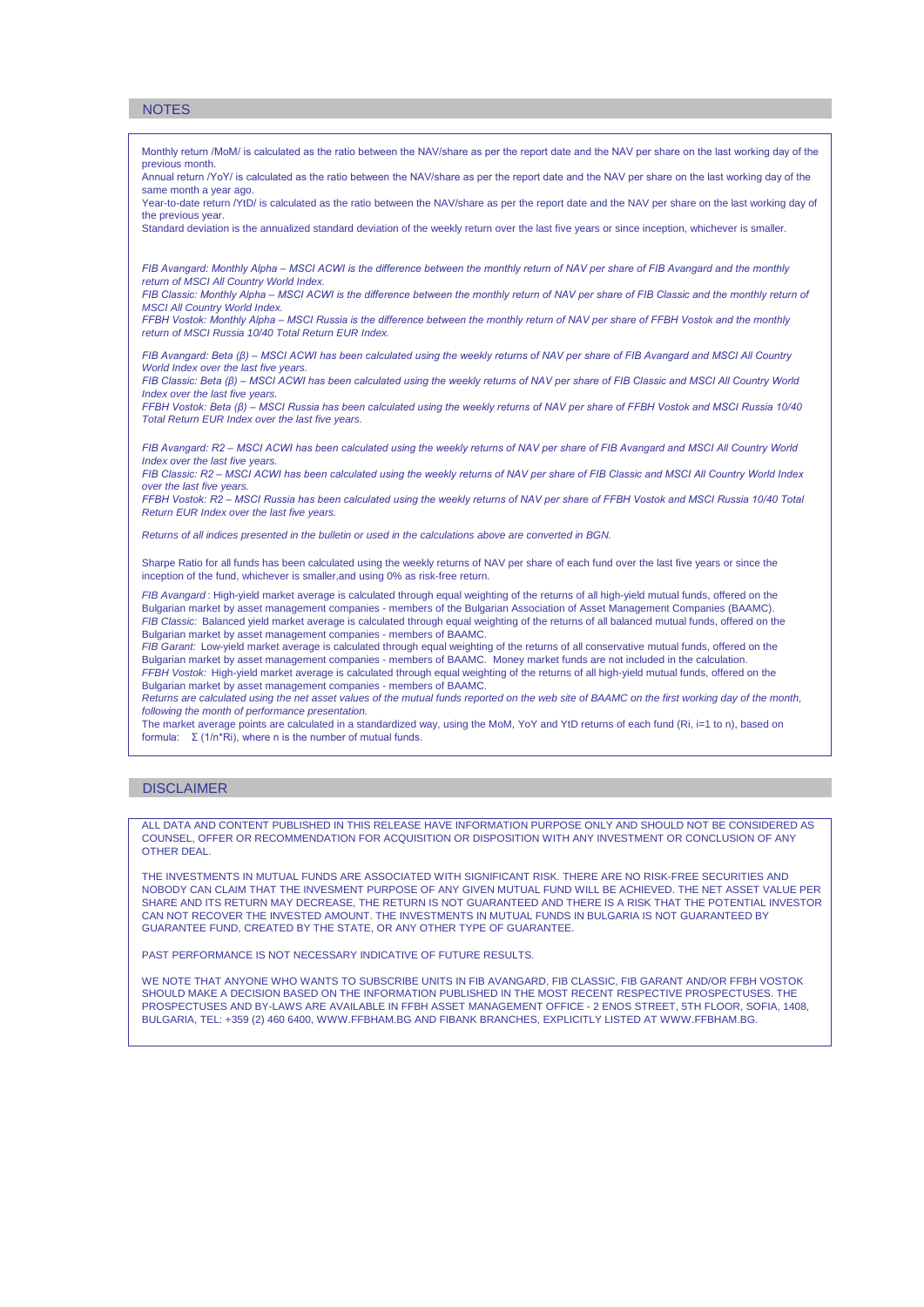## NOTES

Monthly return /MoM/ is calculated as the ratio between the NAV/share as per the report date and the NAV per share on the last working day of the previous month.
Annual return /YoY/ is calculated as the ratio between the NAV/share as per the report date and the NAV per share on the last working day of the same month a year ago.
Year-to-date return /YtD/ is calculated as the ratio between the NAV/share as per the report date and the NAV per share on the last working day of the previous year.
Standard deviation is the annualized standard deviation of the weekly return over the last five years or since inception, whichever is smaller.

*FIB Avangard: Monthly Alpha – MSCI ACWI is the difference between the monthly return of NAV per share of FIB Avangard and the monthly return of MSCI All Country World Index.*
*FIB Classic: Monthly Alpha – MSCI ACWI is the difference between the monthly return of NAV per share of FIB Classic and the monthly return of MSCI All Country World Index.*
*FFBH Vostok: Monthly Alpha – MSCI Russia is the difference between the monthly return of NAV per share of FFBH Vostok and the monthly return of MSCI Russia 10/40 Total Return EUR Index.*

*FIB Avangard: Beta (β) – MSCI ACWI has been calculated using the weekly returns of NAV per share of FIB Avangard and MSCI All Country World Index over the last five years.*
*FIB Classic: Beta (β) – MSCI ACWI has been calculated using the weekly returns of NAV per share of FIB Classic and MSCI All Country World Index over the last five years.*
*FFBH Vostok: Beta (β) – MSCI Russia has been calculated using the weekly returns of NAV per share of FFBH Vostok and MSCI Russia 10/40 Total Return EUR Index over the last five years.*

*FIB Avangard: R2 – MSCI ACWI has been calculated using the weekly returns of NAV per share of FIB Avangard and MSCI All Country World Index over the last five years.*
*FIB Classic: R2 – MSCI ACWI has been calculated using the weekly returns of NAV per share of FIB Classic and MSCI All Country World Index over the last five years.*
*FFBH Vostok: R2 – MSCI Russia has been calculated using the weekly returns of NAV per share of FFBH Vostok and MSCI Russia 10/40 Total Return EUR Index over the last five years.*

*Returns of all indices presented in the bulletin or used in the calculations above are converted in BGN.*

Sharpe Ratio for all funds has been calculated using the weekly returns of NAV per share of each fund over the last five years or since the inception of the fund, whichever is smaller,and using 0% as risk-free return.

*FIB Avangard* : High-yield market average is calculated through equal weighting of the returns of all high-yield mutual funds, offered on the Bulgarian market by asset management companies - members of the Bulgarian Association of Asset Management Companies (BAAMC).
*FIB Classic:* Balanced yield market average is calculated through equal weighting of the returns of all balanced mutual funds, offered on the Bulgarian market by asset management companies - members of BAAMC.
*FIB Garant:* Low-yield market average is calculated through equal weighting of the returns of all conservative mutual funds, offered on the Bulgarian market by asset management companies - members of BAAMC. Money market funds are not included in the calculation.
*FFBH Vostok:* High-yield market average is calculated through equal weighting of the returns of all high-yield mutual funds, offered on the Bulgarian market by asset management companies - members of BAAMC.
*Returns are calculated using the net asset values of the mutual funds reported on the web site of BAAMC on the first working day of the month, following the month of performance presentation.*
The market average points are calculated in a standardized way, using the MoM, YoY and YtD returns of each fund (Ri, i=1 to n), based on formula: $\Sigma$ (1/n*Ri), where n is the number of mutual funds.

## DISCLAIMER

ALL DATA AND CONTENT PUBLISHED IN THIS RELEASE HAVE INFORMATION PURPOSE ONLY AND SHOULD NOT BE CONSIDERED AS COUNSEL, OFFER OR RECOMMENDATION FOR ACQUISITION OR DISPOSITION WITH ANY INVESTMENT OR CONCLUSION OF ANY OTHER DEAL.

THE INVESTMENTS IN MUTUAL FUNDS ARE ASSOCIATED WITH SIGNIFICANT RISK. THERE ARE NO RISK-FREE SECURITIES AND NOBODY CAN CLAIM THAT THE INVESMENT PURPOSE OF ANY GIVEN MUTUAL FUND WILL BE ACHIEVED. THE NET ASSET VALUE PER SHARE AND ITS RETURN MAY DECREASE, THE RETURN IS NOT GUARANTEED AND THERE IS A RISK THAT THE POTENTIAL INVESTOR CAN NOT RECOVER THE INVESTED AMOUNT. THE INVESTMENTS IN MUTUAL FUNDS IN BULGARIA IS NOT GUARANTEED BY GUARANTEE FUND, CREATED BY THE STATE, OR ANY OTHER TYPE OF GUARANTEE.

PAST PERFORMANCE IS NOT NECESSARY INDICATIVE OF FUTURE RESULTS.

WE NOTE THAT ANYONE WHO WANTS TO SUBSCRIBE UNITS IN FIB AVANGARD, FIB CLASSIC, FIB GARANT AND/OR FFBH VOSTOK SHOULD MAKE A DECISION BASED ON THE INFORMATION PUBLISHED IN THE MOST RECENT RESPECTIVE PROSPECTUSES. THE PROSPECTUSES AND BY-LAWS ARE AVAILABLE IN FFBH ASSET MANAGEMENT OFFICE - 2 ENOS STREET, 5TH FLOOR, SOFIA, 1408, BULGARIA, TEL: +359 (2) 460 6400, WWW.FFBHAM.BG AND FIBANK BRANCHES, EXPLICITLY LISTED AT WWW.FFBHAM.BG.